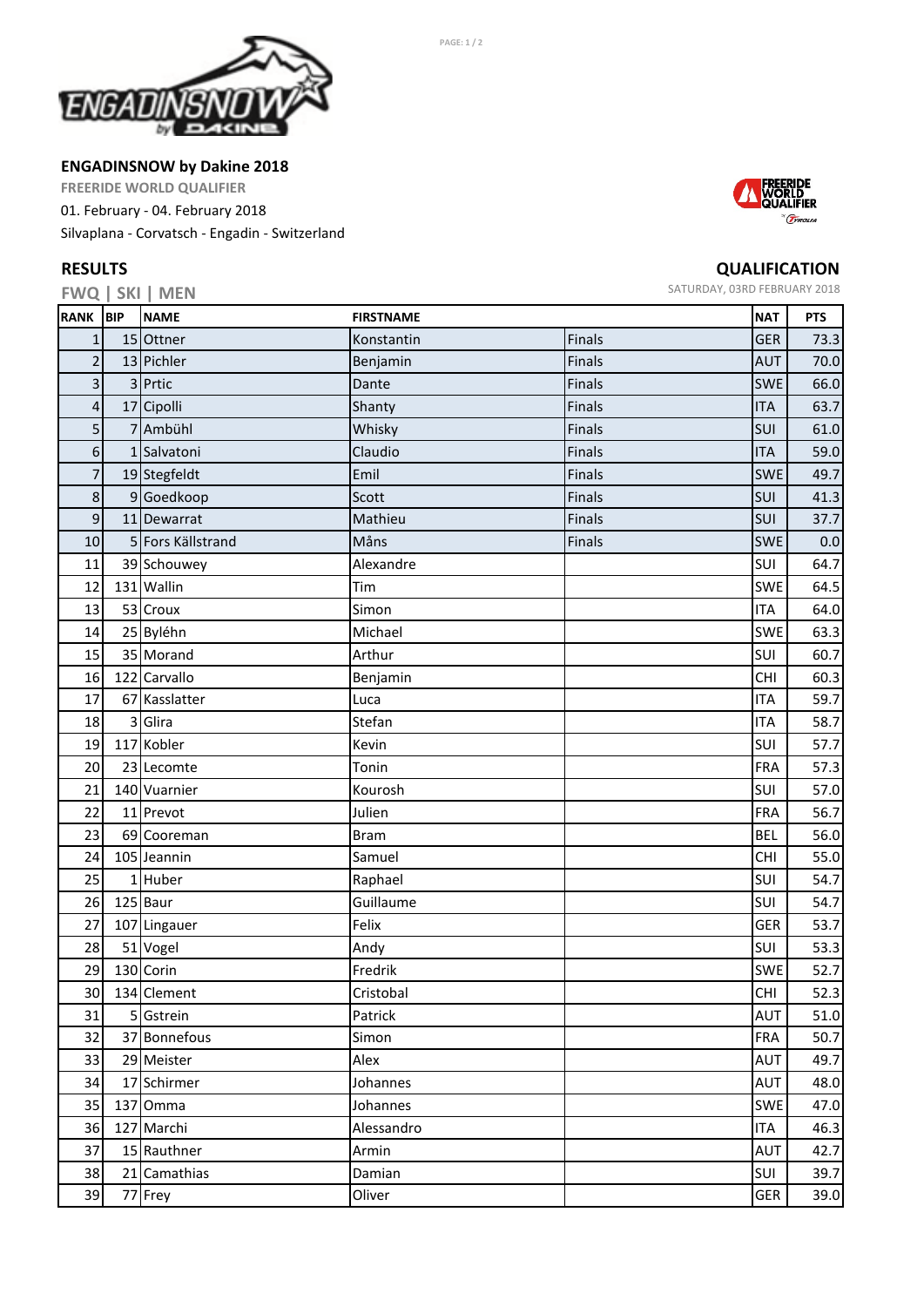## ENGADINSNOW by Dakine 2018

**FREERIDE WORLD QUALIFIER**

01. February - 04. February 2018

Silvaplana - Corvatsch - Engadin - Switzerland

## RESULTS

## QUALIFICATION

**FWQ | SKI | MEN**

SATURDAY, 03RD FEBRUARY 2018

| RANK | BIP | NAME | FIRSTNAME | | NAT | PTS |
|---|---|---|---|---|---|---|
| 1 | 15 | Ottner | Konstantin | Finals | GER | 73.3 |
| 2 | 13 | Pichler | Benjamin | Finals | AUT | 70.0 |
| 3 | 3 | Prtic | Dante | Finals | SWE | 66.0 |
| 4 | 17 | Cipolli | Shanty | Finals | ITA | 63.7 |
| 5 | 7 | Ambühl | Whisky | Finals | SUI | 61.0 |
| 6 | 1 | Salvatoni | Claudio | Finals | ITA | 59.0 |
| 7 | 19 | Stegfeldt | Emil | Finals | SWE | 49.7 |
| 8 | 9 | Goedkoop | Scott | Finals | SUI | 41.3 |
| 9 | 11 | Dewarrat | Mathieu | Finals | SUI | 37.7 |
| 10 | 5 | Fors Källstrand | Måns | Finals | SWE | 0.0 |
| 11 | 39 | Schouwey | Alexandre | | SUI | 64.7 |
| 12 | 131 | Wallin | Tim | | SWE | 64.5 |
| 13 | 53 | Croux | Simon | | ITA | 64.0 |
| 14 | 25 | Byléhn | Michael | | SWE | 63.3 |
| 15 | 35 | Morand | Arthur | | SUI | 60.7 |
| 16 | 122 | Carvallo | Benjamin | | CHI | 60.3 |
| 17 | 67 | Kasslatter | Luca | | ITA | 59.7 |
| 18 | 3 | Glira | Stefan | | ITA | 58.7 |
| 19 | 117 | Kobler | Kevin | | SUI | 57.7 |
| 20 | 23 | Lecomte | Tonin | | FRA | 57.3 |
| 21 | 140 | Vuarnier | Kourosh | | SUI | 57.0 |
| 22 | 11 | Prevot | Julien | | FRA | 56.7 |
| 23 | 69 | Cooreman | Bram | | BEL | 56.0 |
| 24 | 105 | Jeannin | Samuel | | CHI | 55.0 |
| 25 | 1 | Huber | Raphael | | SUI | 54.7 |
| 26 | 125 | Baur | Guillaume | | SUI | 54.7 |
| 27 | 107 | Lingauer | Felix | | GER | 53.7 |
| 28 | 51 | Vogel | Andy | | SUI | 53.3 |
| 29 | 130 | Corin | Fredrik | | SWE | 52.7 |
| 30 | 134 | Clement | Cristobal | | CHI | 52.3 |
| 31 | 5 | Gstrein | Patrick | | AUT | 51.0 |
| 32 | 37 | Bonnefous | Simon | | FRA | 50.7 |
| 33 | 29 | Meister | Alex | | AUT | 49.7 |
| 34 | 17 | Schirmer | Johannes | | AUT | 48.0 |
| 35 | 137 | Omma | Johannes | | SWE | 47.0 |
| 36 | 127 | Marchi | Alessandro | | ITA | 46.3 |
| 37 | 15 | Rauthner | Armin | | AUT | 42.7 |
| 38 | 21 | Camathias | Damian | | SUI | 39.7 |
| 39 | 77 | Frey | Oliver | | GER | 39.0 |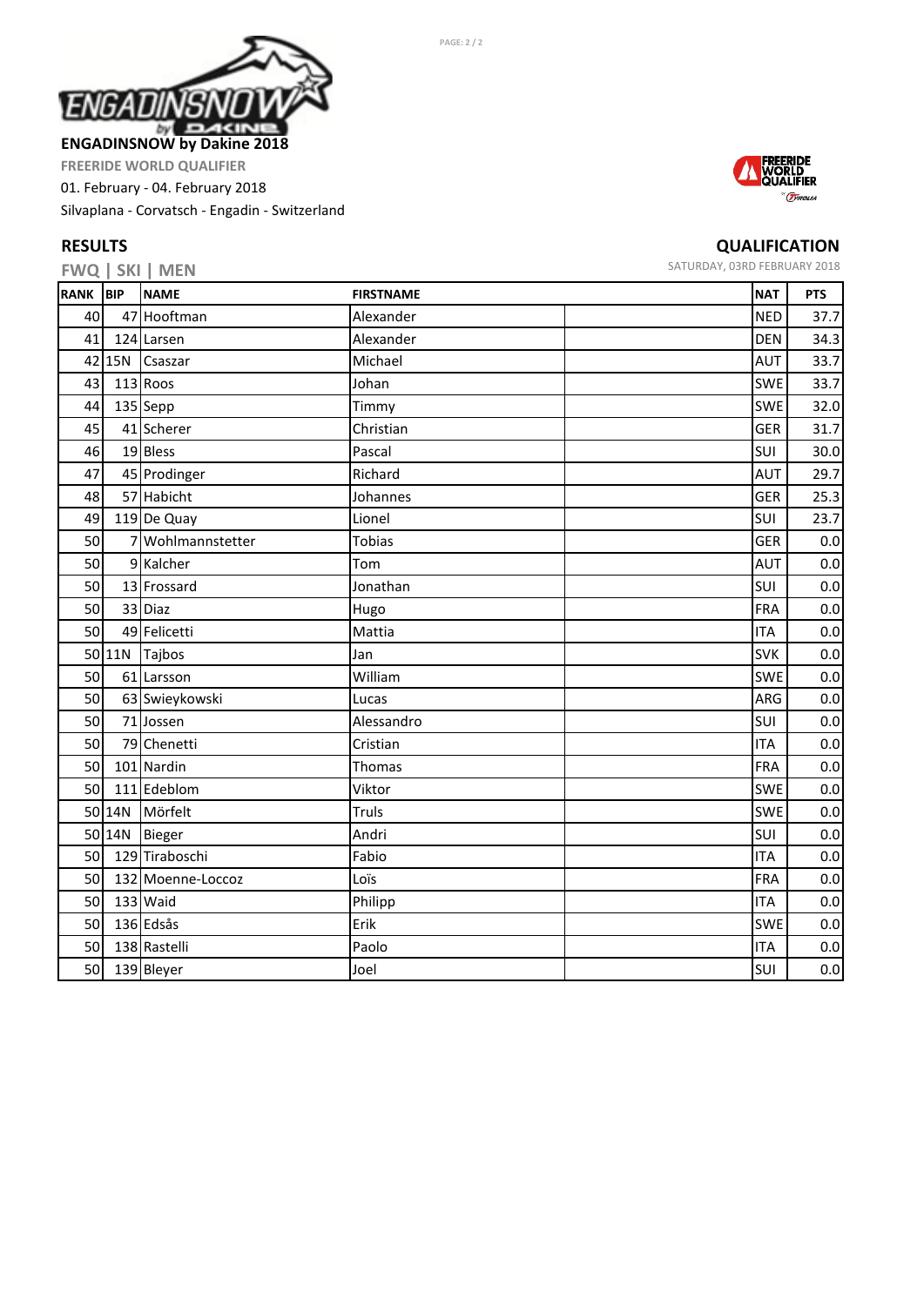**ENGADINSNOW by Dakine 2018**

**FREERIDE WORLD QUALIFIER**

01. February - 04. February 2018

Silvaplana - Corvatsch - Engadin - Switzerland

## RESULTS

**FWQ | SKI | MEN**

## QUALIFICATION

SATURDAY, 03RD FEBRUARY 2018

| RANK | BIP | NAME | FIRSTNAME | | NAT | PTS |
|---|---|---|---|---|---|---|
| 40 | 47 | Hooftman | Alexander | | NED | 37.7 |
| 41 | 124 | Larsen | Alexander | | DEN | 34.3 |
| 42 | 15N | Csaszar | Michael | | AUT | 33.7 |
| 43 | 113 | Roos | Johan | | SWE | 33.7 |
| 44 | 135 | Sepp | Timmy | | SWE | 32.0 |
| 45 | 41 | Scherer | Christian | | GER | 31.7 |
| 46 | 19 | Bless | Pascal | | SUI | 30.0 |
| 47 | 45 | Prodinger | Richard | | AUT | 29.7 |
| 48 | 57 | Habicht | Johannes | | GER | 25.3 |
| 49 | 119 | De Quay | Lionel | | SUI | 23.7 |
| 50 | 7 | Wohlmannstetter | Tobias | | GER | 0.0 |
| 50 | 9 | Kalcher | Tom | | AUT | 0.0 |
| 50 | 13 | Frossard | Jonathan | | SUI | 0.0 |
| 50 | 33 | Diaz | Hugo | | FRA | 0.0 |
| 50 | 49 | Felicetti | Mattia | | ITA | 0.0 |
| 50 | 11N | Tajbos | Jan | | SVK | 0.0 |
| 50 | 61 | Larsson | William | | SWE | 0.0 |
| 50 | 63 | Swieykowski | Lucas | | ARG | 0.0 |
| 50 | 71 | Jossen | Alessandro | | SUI | 0.0 |
| 50 | 79 | Chenetti | Cristian | | ITA | 0.0 |
| 50 | 101 | Nardin | Thomas | | FRA | 0.0 |
| 50 | 111 | Edeblom | Viktor | | SWE | 0.0 |
| 50 | 14N | Mörfelt | Truls | | SWE | 0.0 |
| 50 | 14N | Bieger | Andri | | SUI | 0.0 |
| 50 | 129 | Tiraboschi | Fabio | | ITA | 0.0 |
| 50 | 132 | Moenne-Loccoz | Loïs | | FRA | 0.0 |
| 50 | 133 | Waid | Philipp | | ITA | 0.0 |
| 50 | 136 | Edsås | Erik | | SWE | 0.0 |
| 50 | 138 | Rastelli | Paolo | | ITA | 0.0 |
| 50 | 139 | Bleyer | Joel | | SUI | 0.0 |